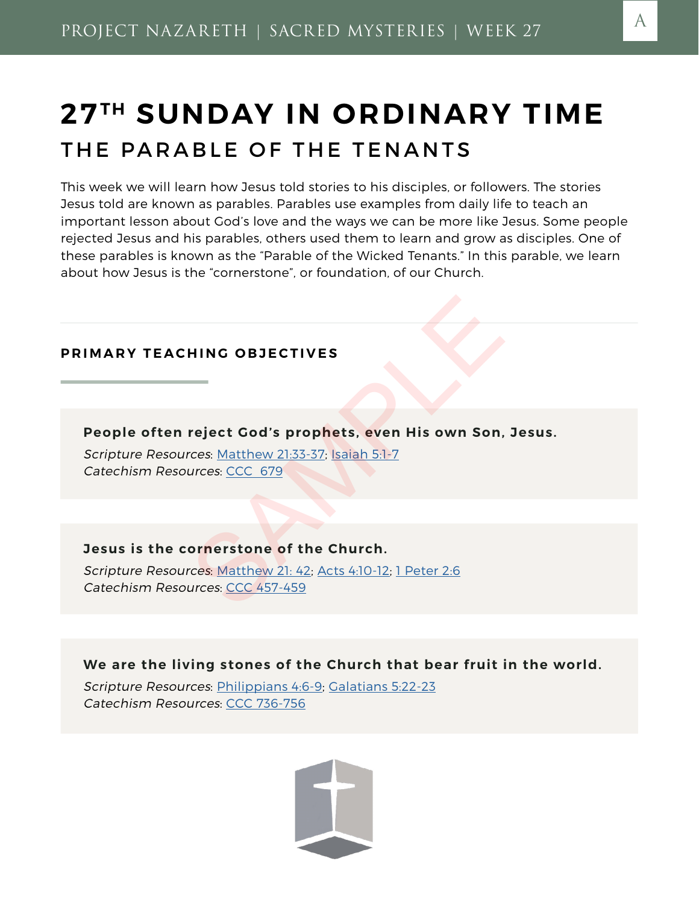# 27<sup>TH</sup> SUNDAY IN ORDINARY TIME

## THE PARABLE OF THE TENANTS

This week we will learn how Jesus told stories to his disciples, or followers. The stories Jesus told are known as parables. Parables use examples from daily life to teach an important lesson about God's love and the ways we can be more like Jesus. Some people rejected Jesus and his parables, others used them to learn and grow as disciples. One of these parables is known as the "Parable of the Wicked Tenants." In this parable, we learn about how Jesus is the "cornerstone", or foundation, of our Church.

---

### PRIMARY TEACHING OBJECTIVES

**People often reject God's prophets, even His own Son, Jesus.**

*Scripture Resources*: Matthew 21:33-37; Isaiah 5:1-7
*Catechism Resources*: CCC 679

**Jesus is the cornerstone of the Church.**

*Scripture Resources*: Matthew 21: 42; Acts 4:10-12; 1 Peter 2:6
*Catechism Resources*: CCC 457-459

**We are the living stones of the Church that bear fruit in the world.**

*Scripture Resources*: Philippians 4:6-9; Galatians 5:22-23
*Catechism Resources*: CCC 736-756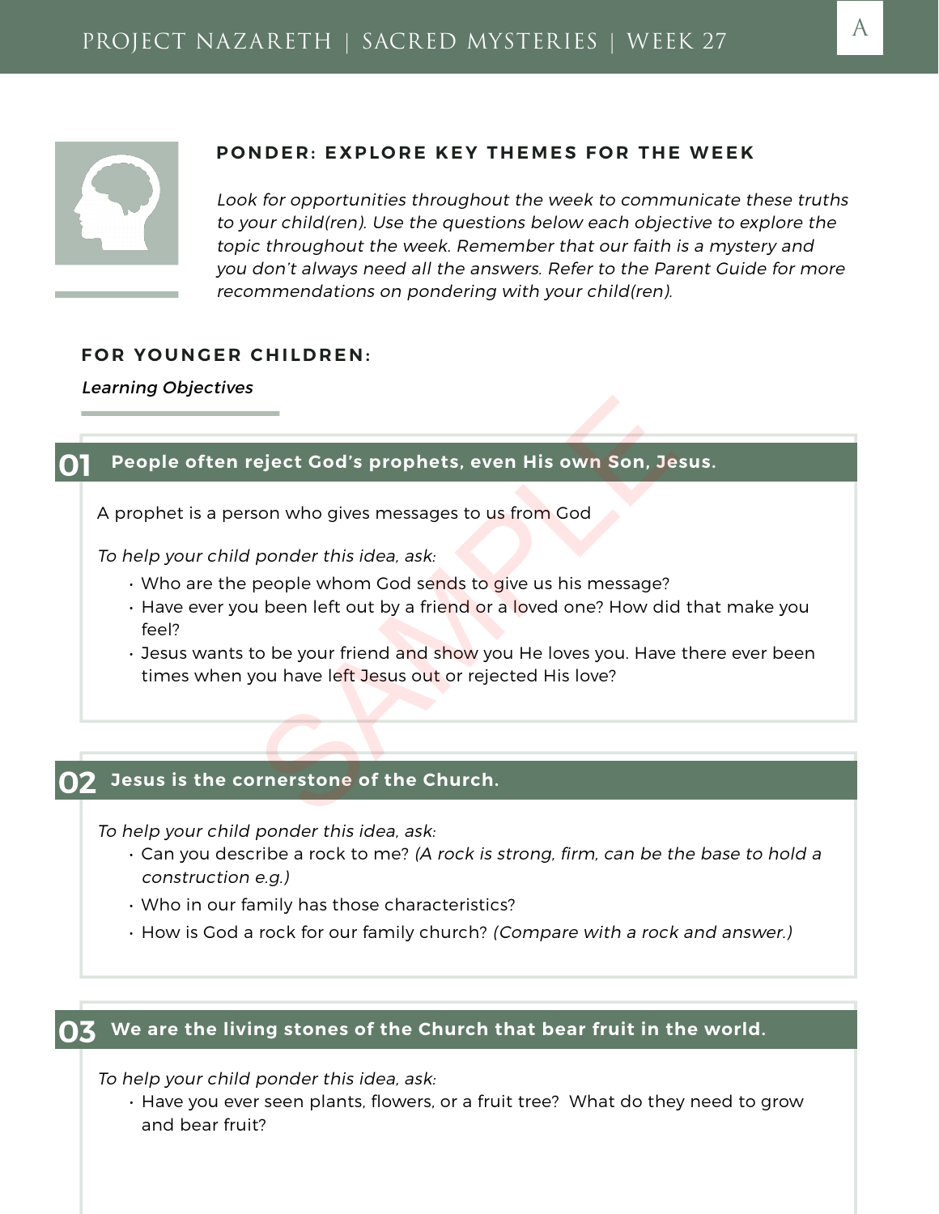## PONDER: EXPLORE KEY THEMES FOR THE WEEK

*Look for opportunities throughout the week to communicate these truths to your child(ren). Use the questions below each objective to explore the topic throughout the week. Remember that our faith is a mystery and you don't always need all the answers. Refer to the Parent Guide for more recommendations on pondering with your child(ren).*

### FOR YOUNGER CHILDREN:

*Learning Objectives*

### 01 People often reject God's prophets, even His own Son, Jesus.

A prophet is a person who gives messages to us from God

*To help your child ponder this idea, ask:*

- Who are the people whom God sends to give us his message?
- Have ever you been left out by a friend or a loved one? How did that make you feel?
- Jesus wants to be your friend and show you He loves you. Have there ever been times when you have left Jesus out or rejected His love?

### 02 Jesus is the cornerstone of the Church.

*To help your child ponder this idea, ask:*

- Can you describe a rock to me? *(A rock is strong, firm, can be the base to hold a construction e.g.)*
- Who in our family has those characteristics?
- How is God a rock for our family church? *(Compare with a rock and answer.)*

### 03 We are the living stones of the Church that bear fruit in the world.

*To help your child ponder this idea, ask:*

- Have you ever seen plants, flowers, or a fruit tree? What do they need to grow and bear fruit?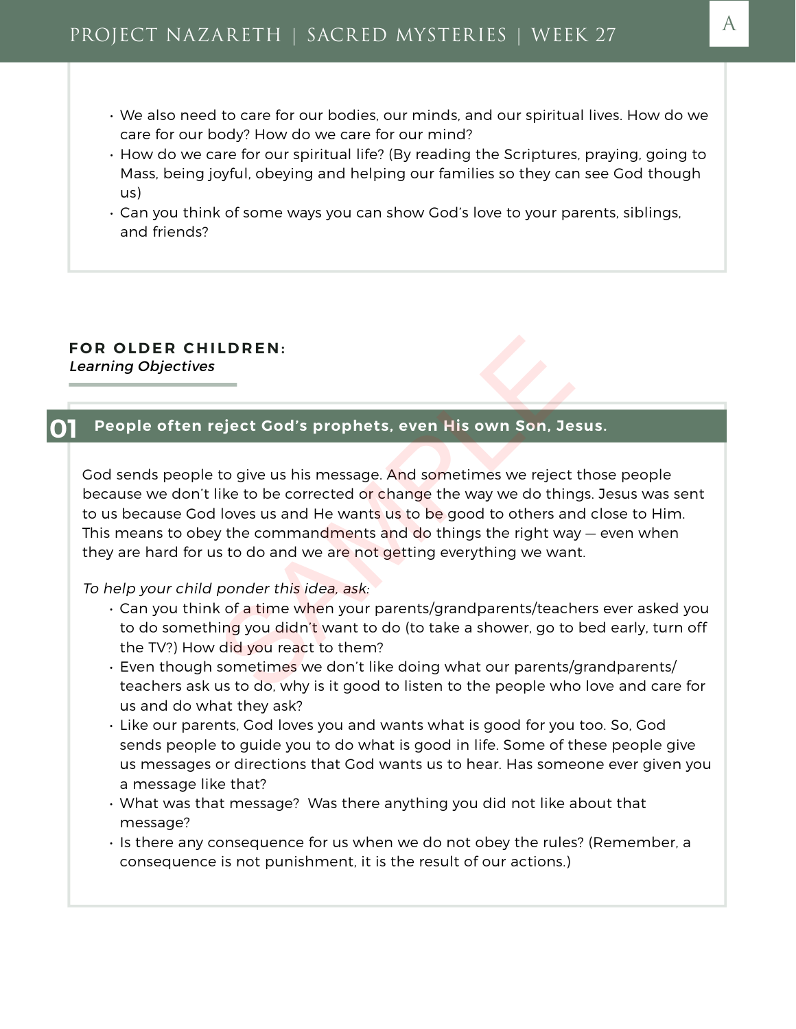- We also need to care for our bodies, our minds, and our spiritual lives. How do we care for our body? How do we care for our mind?
- How do we care for our spiritual life? (By reading the Scriptures, praying, going to Mass, being joyful, obeying and helping our families so they can see God though us)
- Can you think of some ways you can show God's love to your parents, siblings, and friends?

## FOR OLDER CHILDREN:

*Learning Objectives*

### 01 People often reject God's prophets, even His own Son, Jesus.

God sends people to give us his message. And sometimes we reject those people because we don't like to be corrected or change the way we do things. Jesus was sent to us because God loves us and He wants us to be good to others and close to Him. This means to obey the commandments and do things the right way — even when they are hard for us to do and we are not getting everything we want.

*To help your child ponder this idea, ask:*

- Can you think of a time when your parents/grandparents/teachers ever asked you to do something you didn't want to do (to take a shower, go to bed early, turn off the TV?) How did you react to them?
- Even though sometimes we don't like doing what our parents/grandparents/ teachers ask us to do, why is it good to listen to the people who love and care for us and do what they ask?
- Like our parents, God loves you and wants what is good for you too. So, God sends people to guide you to do what is good in life. Some of these people give us messages or directions that God wants us to hear. Has someone ever given you a message like that?
- What was that message? Was there anything you did not like about that message?
- Is there any consequence for us when we do not obey the rules? (Remember, a consequence is not punishment, it is the result of our actions.)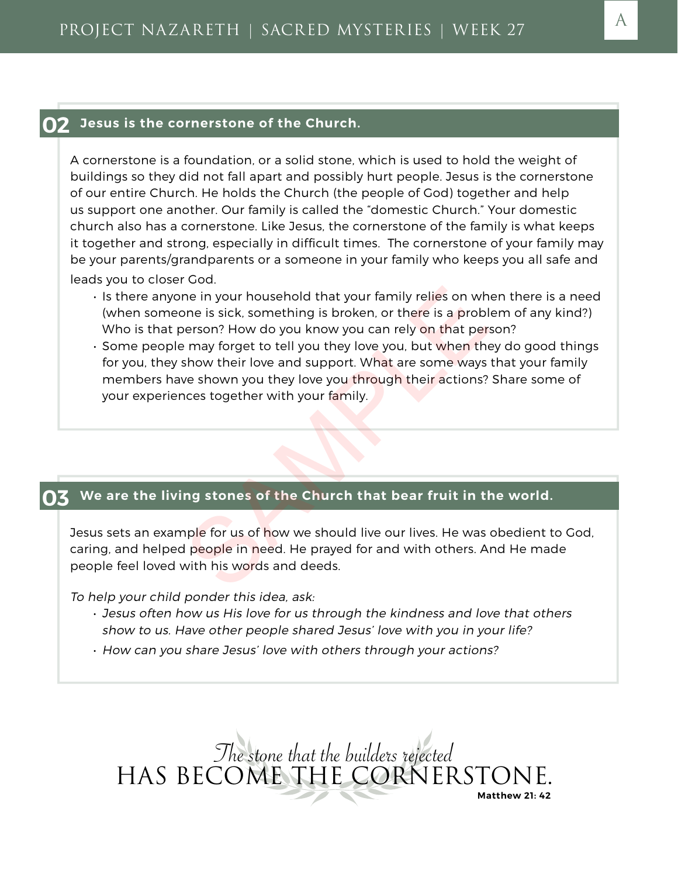## 02 Jesus is the cornerstone of the Church.

A cornerstone is a foundation, or a solid stone, which is used to hold the weight of buildings so they did not fall apart and possibly hurt people. Jesus is the cornerstone of our entire Church. He holds the Church (the people of God) together and help us support one another. Our family is called the "domestic Church." Your domestic church also has a cornerstone. Like Jesus, the cornerstone of the family is what keeps it together and strong, especially in difficult times. The cornerstone of your family may be your parents/grandparents or a someone in your family who keeps you all safe and leads you to closer God.

- Is there anyone in your household that your family relies on when there is a need (when someone is sick, something is broken, or there is a problem of any kind?) Who is that person? How do you know you can rely on that person?
- Some people may forget to tell you they love you, but when they do good things for you, they show their love and support. What are some ways that your family members have shown you they love you through their actions? Share some of your experiences together with your family.

## 03 We are the living stones of the Church that bear fruit in the world.

Jesus sets an example for us of how we should live our lives. He was obedient to God, caring, and helped people in need. He prayed for and with others. And He made people feel loved with his words and deeds.

*To help your child ponder this idea, ask:*

- *Jesus often how us His love for us through the kindness and love that others show to us. Have other people shared Jesus' love with you in your life?*
- *How can you share Jesus' love with others through your actions?*

*The stone that the builders rejected*
HAS BECOME THE CORNERSTONE.
**Matthew 21: 42**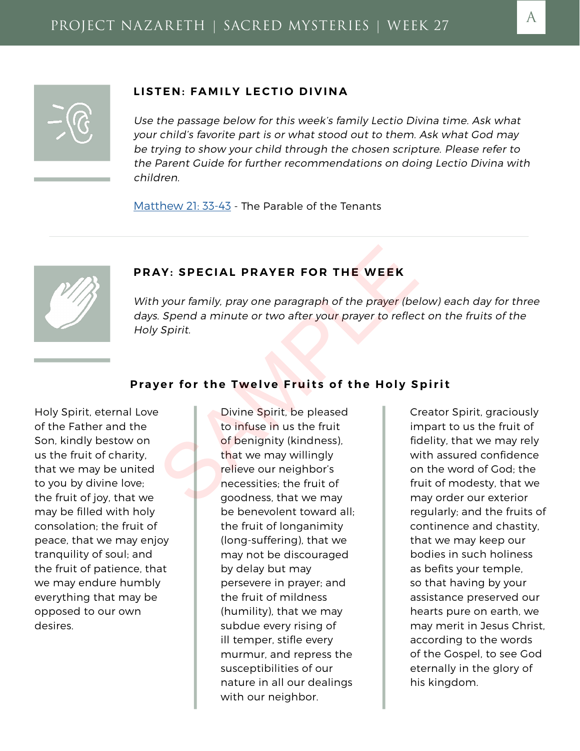## LISTEN: FAMILY LECTIO DIVINA

*Use the passage below for this week's family Lectio Divina time. Ask what your child's favorite part is or what stood out to them. Ask what God may be trying to show your child through the chosen scripture. Please refer to the Parent Guide for further recommendations on doing Lectio Divina with children.*

Matthew 21: 33-43 - The Parable of the Tenants

---

## PRAY: SPECIAL PRAYER FOR THE WEEK

*With your family, pray one paragraph of the prayer (below) each day for three days. Spend a minute or two after your prayer to reflect on the fruits of the Holy Spirit.*

### Prayer for the Twelve Fruits of the Holy Spirit

Holy Spirit, eternal Love of the Father and the Son, kindly bestow on us the fruit of charity, that we may be united to you by divine love; the fruit of joy, that we may be filled with holy consolation; the fruit of peace, that we may enjoy tranquility of soul; and the fruit of patience, that we may endure humbly everything that may be opposed to our own desires.

Divine Spirit, be pleased to infuse in us the fruit of benignity (kindness), that we may willingly relieve our neighbor's necessities; the fruit of goodness, that we may be benevolent toward all; the fruit of longanimity (long-suffering), that we may not be discouraged by delay but may persevere in prayer; and the fruit of mildness (humility), that we may subdue every rising of ill temper, stifle every murmur, and repress the susceptibilities of our nature in all our dealings with our neighbor.

Creator Spirit, graciously impart to us the fruit of fidelity, that we may rely with assured confidence on the word of God; the fruit of modesty, that we may order our exterior regularly; and the fruits of continence and chastity, that we may keep our bodies in such holiness as befits your temple, so that having by your assistance preserved our hearts pure on earth, we may merit in Jesus Christ, according to the words of the Gospel, to see God eternally in the glory of his kingdom.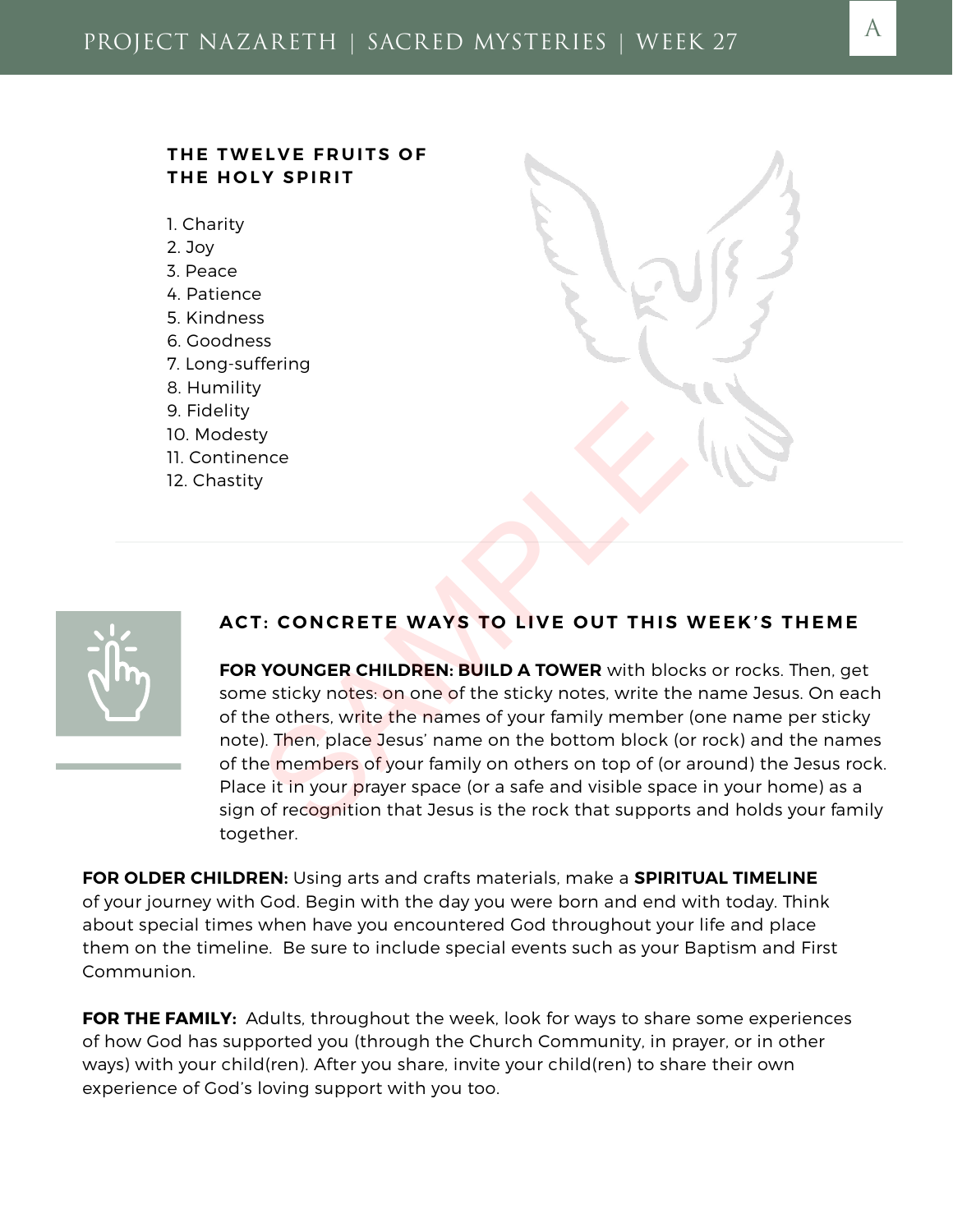## THE TWELVE FRUITS OF THE HOLY SPIRIT

1. Charity
2. Joy
3. Peace
4. Patience
5. Kindness
6. Goodness
7. Long-suffering
8. Humility
9. Fidelity
10. Modesty
11. Continence
12. Chastity

## ACT: CONCRETE WAYS TO LIVE OUT THIS WEEK'S THEME

**FOR YOUNGER CHILDREN: BUILD A TOWER** with blocks or rocks. Then, get some sticky notes: on one of the sticky notes, write the name Jesus. On each of the others, write the names of your family member (one name per sticky note). Then, place Jesus' name on the bottom block (or rock) and the names of the members of your family on others on top of (or around) the Jesus rock. Place it in your prayer space (or a safe and visible space in your home) as a sign of recognition that Jesus is the rock that supports and holds your family together.

**FOR OLDER CHILDREN:** Using arts and crafts materials, make a **SPIRITUAL TIMELINE** of your journey with God. Begin with the day you were born and end with today. Think about special times when have you encountered God throughout your life and place them on the timeline. Be sure to include special events such as your Baptism and First Communion.

**FOR THE FAMILY:** Adults, throughout the week, look for ways to share some experiences of how God has supported you (through the Church Community, in prayer, or in other ways) with your child(ren). After you share, invite your child(ren) to share their own experience of God's loving support with you too.